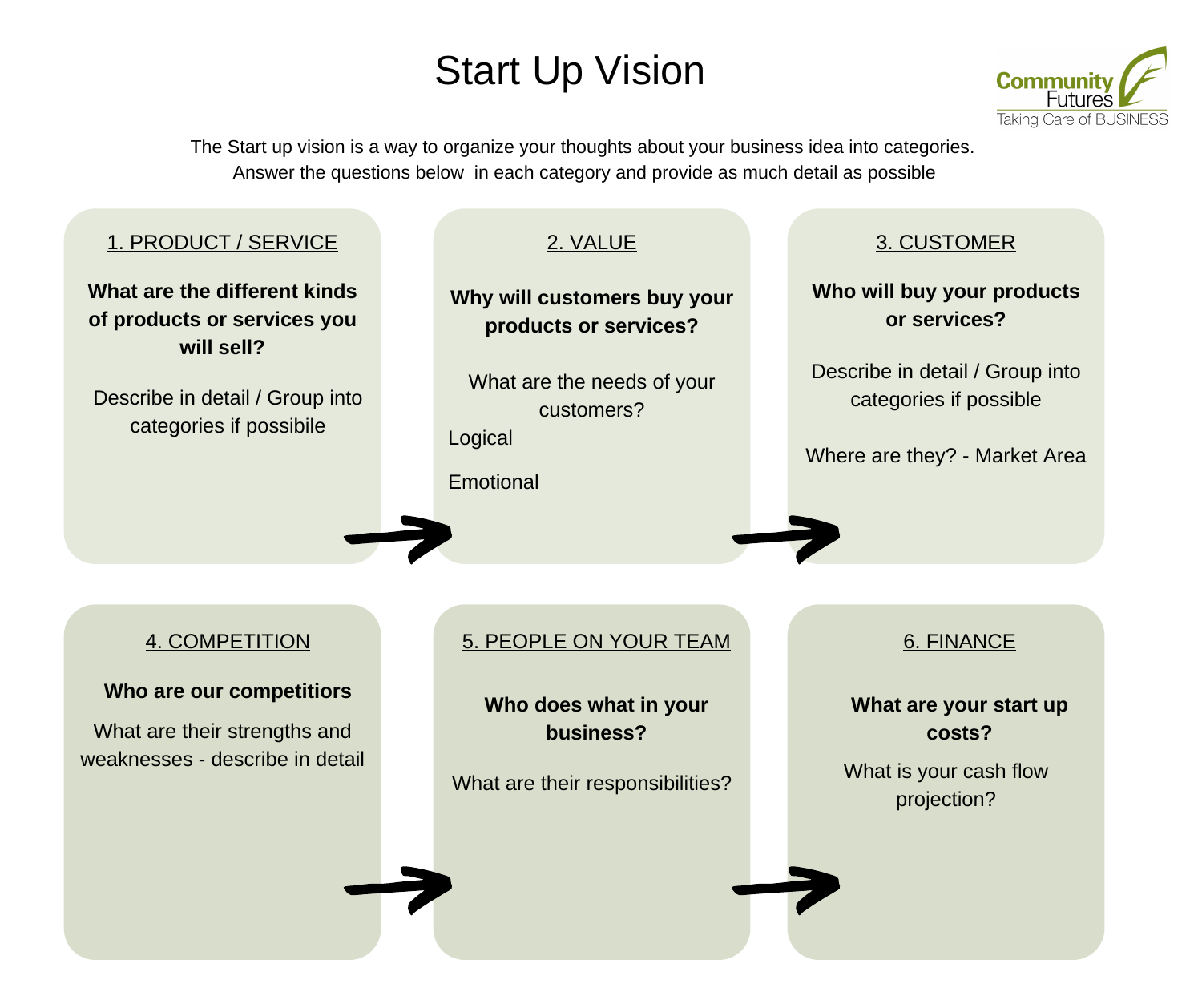# Start Up Vision

Community Futures
Taking Care of BUSINESS

The Start up vision is a way to organize your thoughts about your business idea into categories.
Answer the questions below in each category and provide as much detail as possible

## 1. PRODUCT / SERVICE

**What are the different kinds of products or services you will sell?**

Describe in detail / Group into categories if possibile

## 2. VALUE

**Why will customers buy your products or services?**

What are the needs of your customers?

Logical

Emotional

## 3. CUSTOMER

**Who will buy your products or services?**

Describe in detail / Group into categories if possible

Where are they? - Market Area

## 4. COMPETITION

**Who are our competitiors**

What are their strengths and weaknesses - describe in detail

## 5. PEOPLE ON YOUR TEAM

**Who does what in your business?**

What are their responsibilities?

## 6. FINANCE

**What are your start up costs?**

What is your cash flow projection?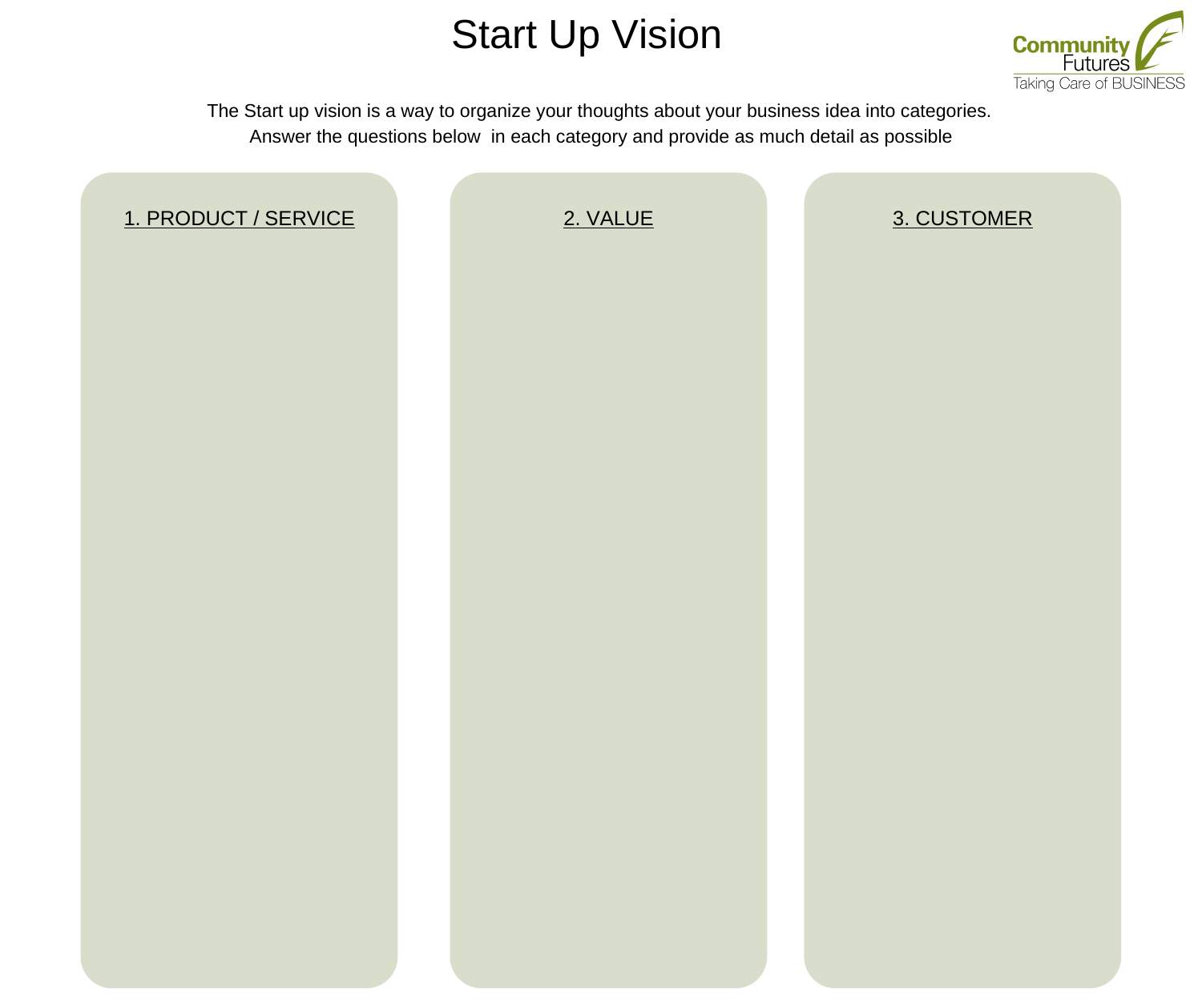# Start Up Vision

Community Futures
Taking Care of BUSINESS

The Start up vision is a way to organize your thoughts about your business idea into categories.
Answer the questions below in each category and provide as much detail as possible

## 1. PRODUCT / SERVICE

## 2. VALUE

## 3. CUSTOMER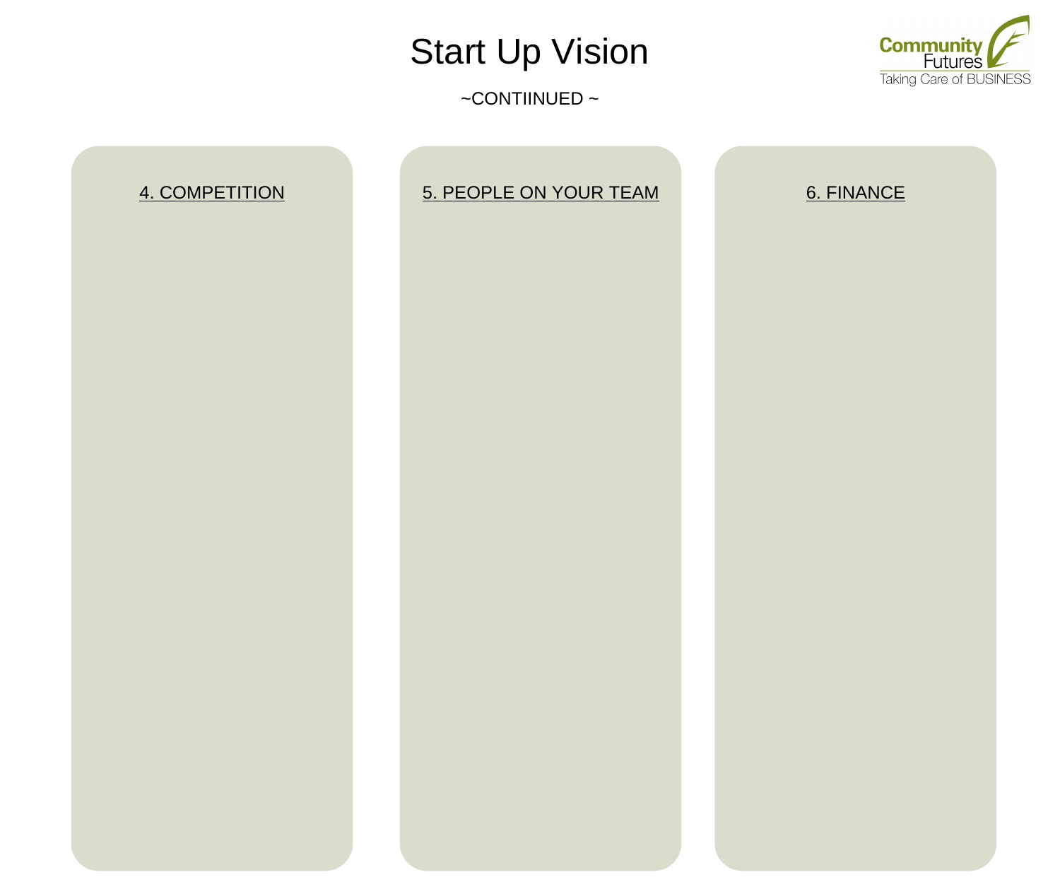# Start Up Vision

~CONTIINUED ~

Community Futures
Taking Care of BUSINESS

4. COMPETITION

5. PEOPLE ON YOUR TEAM

6. FINANCE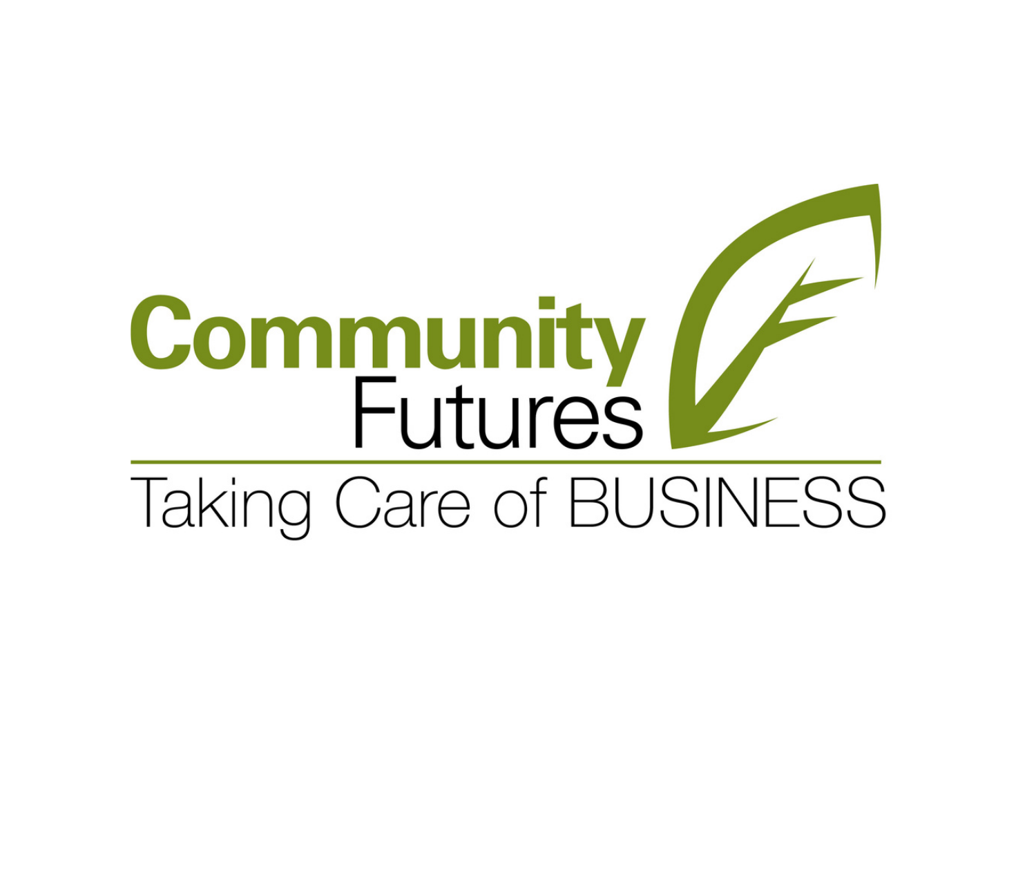Community
Futures

Taking Care of BUSINESS